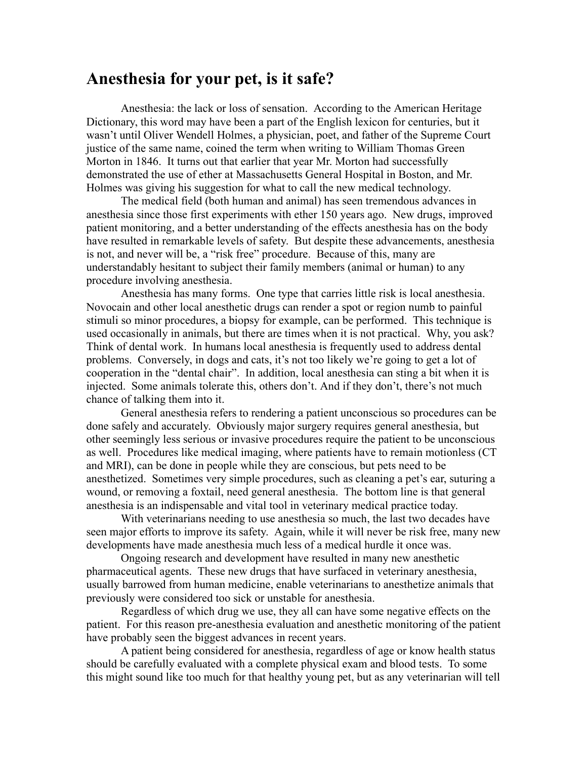# Anesthesia for your pet, is it safe?

Anesthesia: the lack or loss of sensation. According to the American Heritage Dictionary, this word may have been a part of the English lexicon for centuries, but it wasn't until Oliver Wendell Holmes, a physician, poet, and father of the Supreme Court justice of the same name, coined the term when writing to William Thomas Green Morton in 1846. It turns out that earlier that year Mr. Morton had successfully demonstrated the use of ether at Massachusetts General Hospital in Boston, and Mr. Holmes was giving his suggestion for what to call the new medical technology.

The medical field (both human and animal) has seen tremendous advances in anesthesia since those first experiments with ether 150 years ago. New drugs, improved patient monitoring, and a better understanding of the effects anesthesia has on the body have resulted in remarkable levels of safety. But despite these advancements, anesthesia is not, and never will be, a "risk free" procedure. Because of this, many are understandably hesitant to subject their family members (animal or human) to any procedure involving anesthesia.

Anesthesia has many forms. One type that carries little risk is local anesthesia. Novocain and other local anesthetic drugs can render a spot or region numb to painful stimuli so minor procedures, a biopsy for example, can be performed. This technique is used occasionally in animals, but there are times when it is not practical. Why, you ask? Think of dental work. In humans local anesthesia is frequently used to address dental problems. Conversely, in dogs and cats, it's not too likely we're going to get a lot of cooperation in the "dental chair". In addition, local anesthesia can sting a bit when it is injected. Some animals tolerate this, others don't. And if they don't, there's not much chance of talking them into it.

General anesthesia refers to rendering a patient unconscious so procedures can be done safely and accurately. Obviously major surgery requires general anesthesia, but other seemingly less serious or invasive procedures require the patient to be unconscious as well. Procedures like medical imaging, where patients have to remain motionless (CT and MRI), can be done in people while they are conscious, but pets need to be anesthetized. Sometimes very simple procedures, such as cleaning a pet's ear, suturing a wound, or removing a foxtail, need general anesthesia. The bottom line is that general anesthesia is an indispensable and vital tool in veterinary medical practice today.

With veterinarians needing to use anesthesia so much, the last two decades have seen major efforts to improve its safety. Again, while it will never be risk free, many new developments have made anesthesia much less of a medical hurdle it once was.

Ongoing research and development have resulted in many new anesthetic pharmaceutical agents. These new drugs that have surfaced in veterinary anesthesia, usually barrowed from human medicine, enable veterinarians to anesthetize animals that previously were considered too sick or unstable for anesthesia.

Regardless of which drug we use, they all can have some negative effects on the patient. For this reason pre-anesthesia evaluation and anesthetic monitoring of the patient have probably seen the biggest advances in recent years.

A patient being considered for anesthesia, regardless of age or know health status should be carefully evaluated with a complete physical exam and blood tests. To some this might sound like too much for that healthy young pet, but as any veterinarian will tell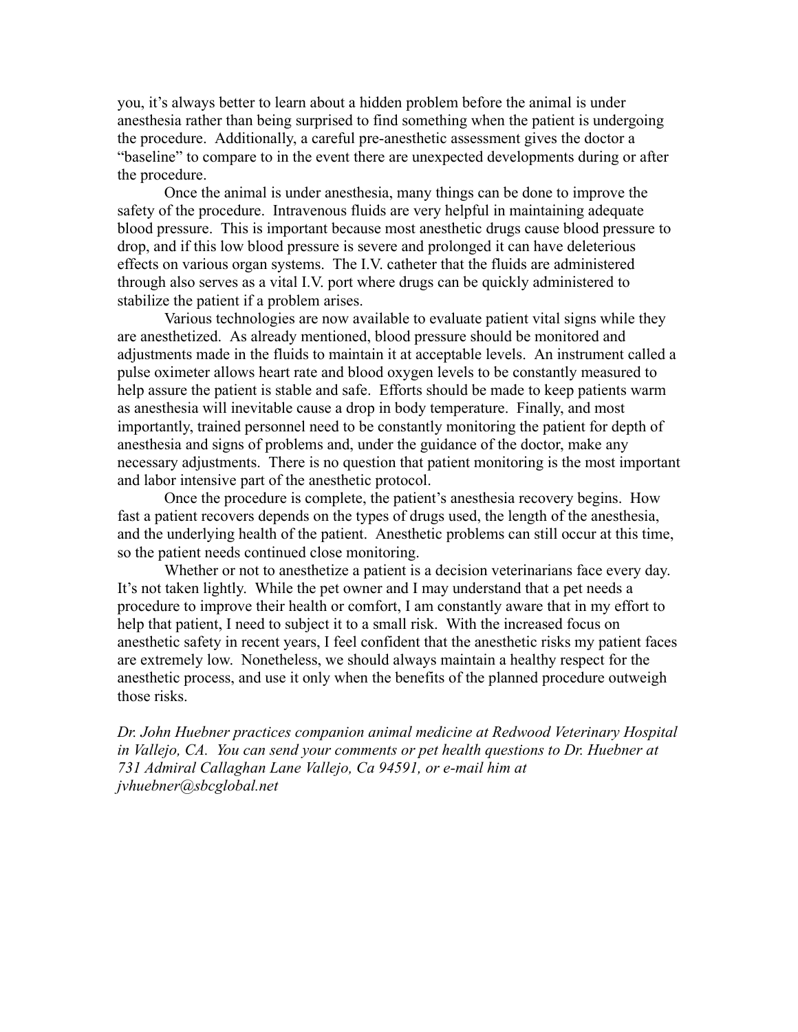you, it's always better to learn about a hidden problem before the animal is under anesthesia rather than being surprised to find something when the patient is undergoing the procedure. Additionally, a careful pre-anesthetic assessment gives the doctor a "baseline" to compare to in the event there are unexpected developments during or after the procedure.

Once the animal is under anesthesia, many things can be done to improve the safety of the procedure. Intravenous fluids are very helpful in maintaining adequate blood pressure. This is important because most anesthetic drugs cause blood pressure to drop, and if this low blood pressure is severe and prolonged it can have deleterious effects on various organ systems. The I.V. catheter that the fluids are administered through also serves as a vital I.V. port where drugs can be quickly administered to stabilize the patient if a problem arises.

Various technologies are now available to evaluate patient vital signs while they are anesthetized. As already mentioned, blood pressure should be monitored and adjustments made in the fluids to maintain it at acceptable levels. An instrument called a pulse oximeter allows heart rate and blood oxygen levels to be constantly measured to help assure the patient is stable and safe. Efforts should be made to keep patients warm as anesthesia will inevitable cause a drop in body temperature. Finally, and most importantly, trained personnel need to be constantly monitoring the patient for depth of anesthesia and signs of problems and, under the guidance of the doctor, make any necessary adjustments. There is no question that patient monitoring is the most important and labor intensive part of the anesthetic protocol.

Once the procedure is complete, the patient's anesthesia recovery begins. How fast a patient recovers depends on the types of drugs used, the length of the anesthesia, and the underlying health of the patient. Anesthetic problems can still occur at this time, so the patient needs continued close monitoring.

Whether or not to anesthetize a patient is a decision veterinarians face every day. It's not taken lightly. While the pet owner and I may understand that a pet needs a procedure to improve their health or comfort, I am constantly aware that in my effort to help that patient, I need to subject it to a small risk. With the increased focus on anesthetic safety in recent years, I feel confident that the anesthetic risks my patient faces are extremely low. Nonetheless, we should always maintain a healthy respect for the anesthetic process, and use it only when the benefits of the planned procedure outweigh those risks.

*Dr. John Huebner practices companion animal medicine at Redwood Veterinary Hospital in Vallejo, CA. You can send your comments or pet health questions to Dr. Huebner at 731 Admiral Callaghan Lane Vallejo, Ca 94591, or e-mail him at jvhuebner@sbcglobal.net*